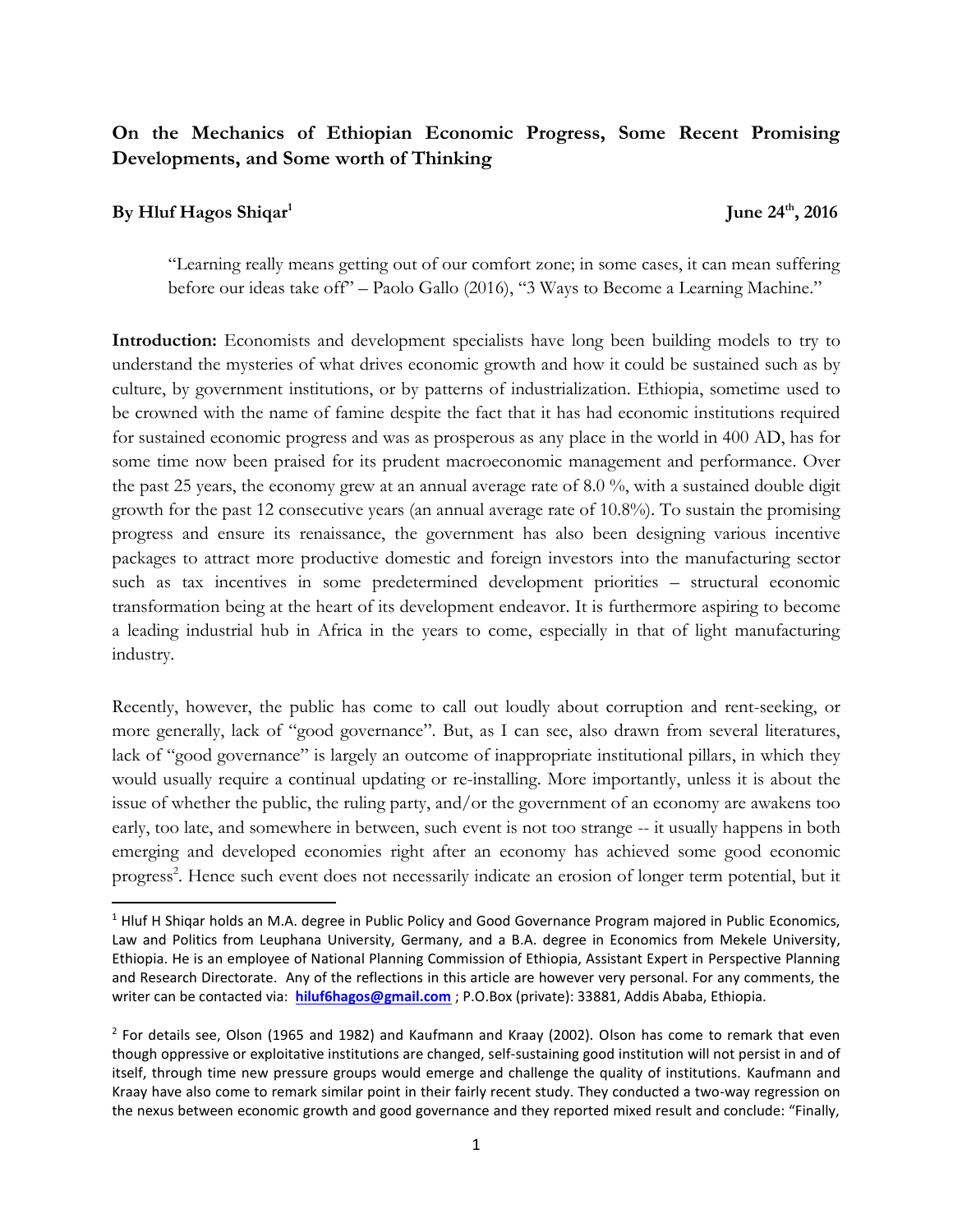# On the Mechanics of Ethiopian Economic Progress, Some Recent Promising Developments, and Some worth of Thinking

**By Hluf Hagos Shiqar[1]** **June 24th, 2016**

> "Learning really means getting out of our comfort zone; in some cases, it can mean suffering before our ideas take off" – Paolo Gallo (2016), "3 Ways to Become a Learning Machine."

**Introduction:** Economists and development specialists have long been building models to try to understand the mysteries of what drives economic growth and how it could be sustained such as by culture, by government institutions, or by patterns of industrialization. Ethiopia, sometime used to be crowned with the name of famine despite the fact that it has had economic institutions required for sustained economic progress and was as prosperous as any place in the world in 400 AD, has for some time now been praised for its prudent macroeconomic management and performance. Over the past 25 years, the economy grew at an annual average rate of 8.0 %, with a sustained double digit growth for the past 12 consecutive years (an annual average rate of 10.8%). To sustain the promising progress and ensure its renaissance, the government has also been designing various incentive packages to attract more productive domestic and foreign investors into the manufacturing sector such as tax incentives in some predetermined development priorities – structural economic transformation being at the heart of its development endeavor. It is furthermore aspiring to become a leading industrial hub in Africa in the years to come, especially in that of light manufacturing industry.

Recently, however, the public has come to call out loudly about corruption and rent-seeking, or more generally, lack of "good governance". But, as I can see, also drawn from several literatures, lack of "good governance" is largely an outcome of inappropriate institutional pillars, in which they would usually require a continual updating or re-installing. More importantly, unless it is about the issue of whether the public, the ruling party, and/or the government of an economy are awakens too early, too late, and somewhere in between, such event is not too strange -- it usually happens in both emerging and developed economies right after an economy has achieved some good economic progress[2]. Hence such event does not necessarily indicate an erosion of longer term potential, but it

---

[1] Hluf H Shiqar holds an M.A. degree in Public Policy and Good Governance Program majored in Public Economics, Law and Politics from Leuphana University, Germany, and a B.A. degree in Economics from Mekele University, Ethiopia. He is an employee of National Planning Commission of Ethiopia, Assistant Expert in Perspective Planning and Research Directorate. Any of the reflections in this article are however very personal. For any comments, the writer can be contacted via: **hiluf6hagos@gmail.com** ; P.O.Box (private): 33881, Addis Ababa, Ethiopia.

[2] For details see, Olson (1965 and 1982) and Kaufmann and Kraay (2002). Olson has come to remark that even though oppressive or exploitative institutions are changed, self-sustaining good institution will not persist in and of itself, through time new pressure groups would emerge and challenge the quality of institutions. Kaufmann and Kraay have also come to remark similar point in their fairly recent study. They conducted a two-way regression on the nexus between economic growth and good governance and they reported mixed result and conclude: "Finally,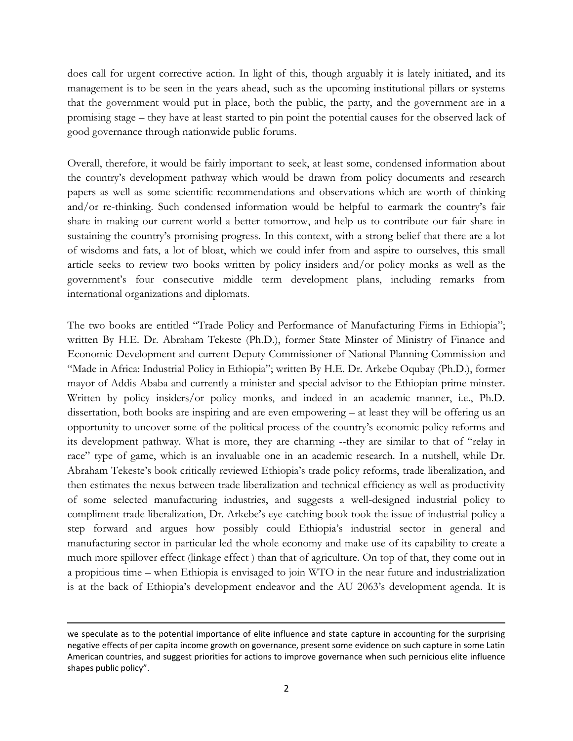does call for urgent corrective action. In light of this, though arguably it is lately initiated, and its management is to be seen in the years ahead, such as the upcoming institutional pillars or systems that the government would put in place, both the public, the party, and the government are in a promising stage – they have at least started to pin point the potential causes for the observed lack of good governance through nationwide public forums.

Overall, therefore, it would be fairly important to seek, at least some, condensed information about the country's development pathway which would be drawn from policy documents and research papers as well as some scientific recommendations and observations which are worth of thinking and/or re-thinking. Such condensed information would be helpful to earmark the country's fair share in making our current world a better tomorrow, and help us to contribute our fair share in sustaining the country's promising progress. In this context, with a strong belief that there are a lot of wisdoms and fats, a lot of bloat, which we could infer from and aspire to ourselves, this small article seeks to review two books written by policy insiders and/or policy monks as well as the government's four consecutive middle term development plans, including remarks from international organizations and diplomats.

The two books are entitled "Trade Policy and Performance of Manufacturing Firms in Ethiopia"; written By H.E. Dr. Abraham Tekeste (Ph.D.), former State Minster of Ministry of Finance and Economic Development and current Deputy Commissioner of National Planning Commission and "Made in Africa: Industrial Policy in Ethiopia"; written By H.E. Dr. Arkebe Oqubay (Ph.D.), former mayor of Addis Ababa and currently a minister and special advisor to the Ethiopian prime minster. Written by policy insiders/or policy monks, and indeed in an academic manner, i.e., Ph.D. dissertation, both books are inspiring and are even empowering – at least they will be offering us an opportunity to uncover some of the political process of the country's economic policy reforms and its development pathway. What is more, they are charming --they are similar to that of "relay in race" type of game, which is an invaluable one in an academic research. In a nutshell, while Dr. Abraham Tekeste's book critically reviewed Ethiopia's trade policy reforms, trade liberalization, and then estimates the nexus between trade liberalization and technical efficiency as well as productivity of some selected manufacturing industries, and suggests a well-designed industrial policy to compliment trade liberalization, Dr. Arkebe's eye-catching book took the issue of industrial policy a step forward and argues how possibly could Ethiopia's industrial sector in general and manufacturing sector in particular led the whole economy and make use of its capability to create a much more spillover effect (linkage effect ) than that of agriculture. On top of that, they come out in a propitious time – when Ethiopia is envisaged to join WTO in the near future and industrialization is at the back of Ethiopia's development endeavor and the AU 2063's development agenda. It is

---

we speculate as to the potential importance of elite influence and state capture in accounting for the surprising negative effects of per capita income growth on governance, present some evidence on such capture in some Latin American countries, and suggest priorities for actions to improve governance when such pernicious elite influence shapes public policy".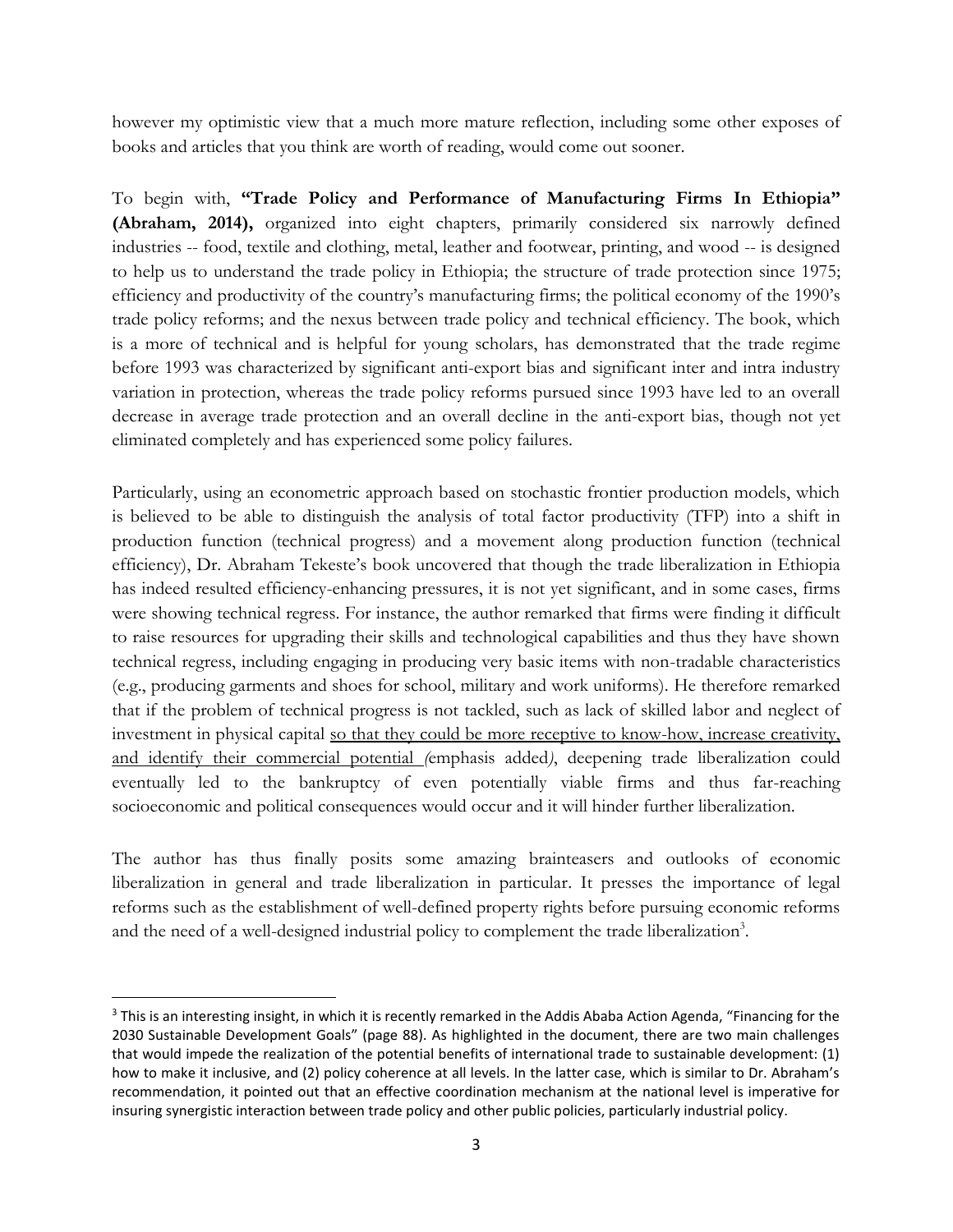however my optimistic view that a much more mature reflection, including some other exposes of books and articles that you think are worth of reading, would come out sooner.

To begin with, **"Trade Policy and Performance of Manufacturing Firms In Ethiopia" (Abraham, 2014),** organized into eight chapters, primarily considered six narrowly defined industries -- food, textile and clothing, metal, leather and footwear, printing, and wood -- is designed to help us to understand the trade policy in Ethiopia; the structure of trade protection since 1975; efficiency and productivity of the country's manufacturing firms; the political economy of the 1990's trade policy reforms; and the nexus between trade policy and technical efficiency. The book, which is a more of technical and is helpful for young scholars, has demonstrated that the trade regime before 1993 was characterized by significant anti-export bias and significant inter and intra industry variation in protection, whereas the trade policy reforms pursued since 1993 have led to an overall decrease in average trade protection and an overall decline in the anti-export bias, though not yet eliminated completely and has experienced some policy failures.

Particularly, using an econometric approach based on stochastic frontier production models, which is believed to be able to distinguish the analysis of total factor productivity (TFP) into a shift in production function (technical progress) and a movement along production function (technical efficiency), Dr. Abraham Tekeste's book uncovered that though the trade liberalization in Ethiopia has indeed resulted efficiency-enhancing pressures, it is not yet significant, and in some cases, firms were showing technical regress. For instance, the author remarked that firms were finding it difficult to raise resources for upgrading their skills and technological capabilities and thus they have shown technical regress, including engaging in producing very basic items with non-tradable characteristics (e.g., producing garments and shoes for school, military and work uniforms). He therefore remarked that if the problem of technical progress is not tackled, such as lack of skilled labor and neglect of investment in physical capital <u>so that they could be more receptive to know-how, increase creativity, and identify their commercial potential</u> *(*emphasis added*)*, deepening trade liberalization could eventually led to the bankruptcy of even potentially viable firms and thus far-reaching socioeconomic and political consequences would occur and it will hinder further liberalization.

The author has thus finally posits some amazing brainteasers and outlooks of economic liberalization in general and trade liberalization in particular. It presses the importance of legal reforms such as the establishment of well-defined property rights before pursuing economic reforms and the need of a well-designed industrial policy to complement the trade liberalization[3].

---

[3] This is an interesting insight, in which it is recently remarked in the Addis Ababa Action Agenda, "Financing for the 2030 Sustainable Development Goals" (page 88). As highlighted in the document, there are two main challenges that would impede the realization of the potential benefits of international trade to sustainable development: (1) how to make it inclusive, and (2) policy coherence at all levels. In the latter case, which is similar to Dr. Abraham's recommendation, it pointed out that an effective coordination mechanism at the national level is imperative for insuring synergistic interaction between trade policy and other public policies, particularly industrial policy.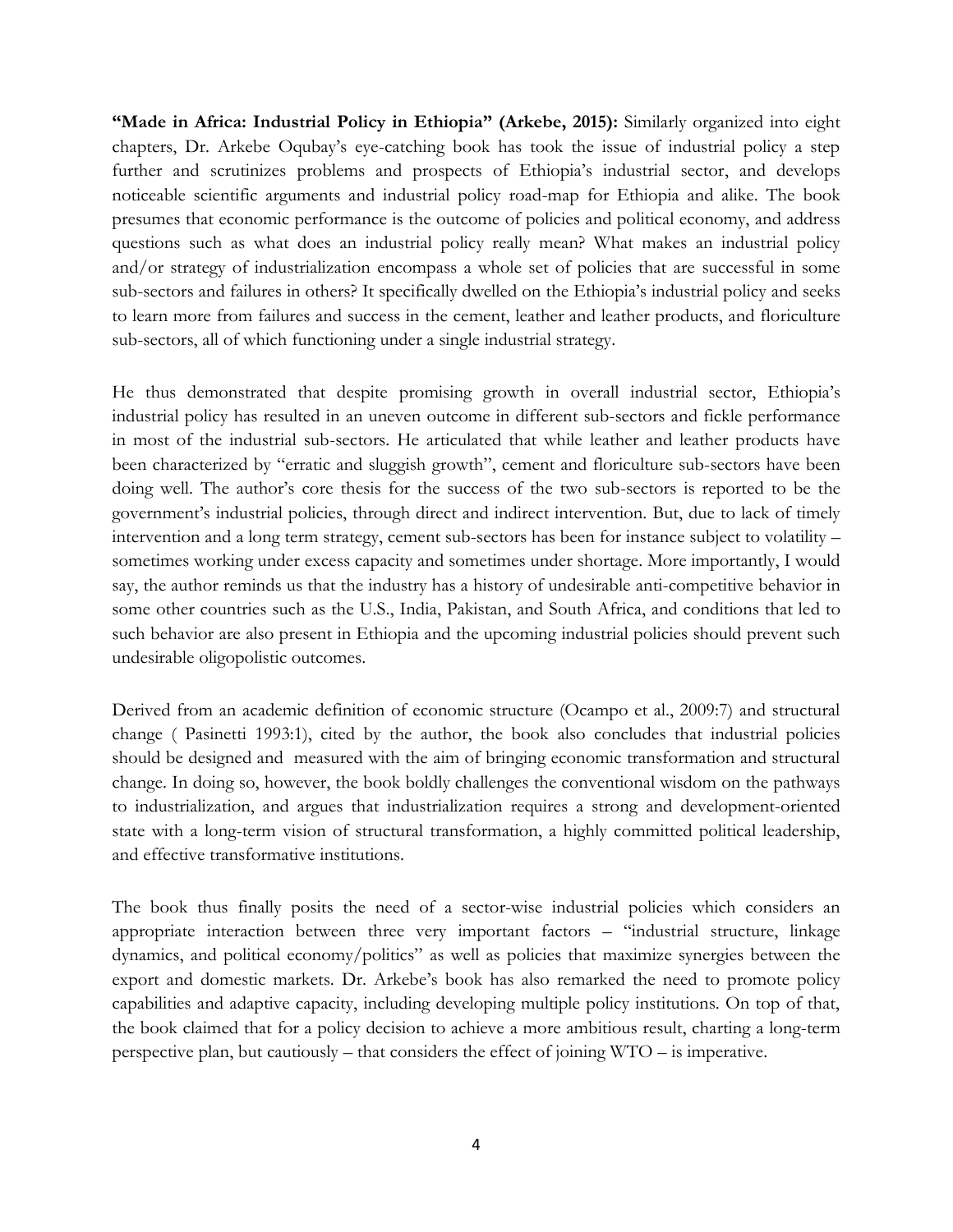**"Made in Africa: Industrial Policy in Ethiopia" (Arkebe, 2015):** Similarly organized into eight chapters, Dr. Arkebe Oqubay's eye-catching book has took the issue of industrial policy a step further and scrutinizes problems and prospects of Ethiopia's industrial sector, and develops noticeable scientific arguments and industrial policy road-map for Ethiopia and alike. The book presumes that economic performance is the outcome of policies and political economy, and address questions such as what does an industrial policy really mean? What makes an industrial policy and/or strategy of industrialization encompass a whole set of policies that are successful in some sub-sectors and failures in others? It specifically dwelled on the Ethiopia's industrial policy and seeks to learn more from failures and success in the cement, leather and leather products, and floriculture sub-sectors, all of which functioning under a single industrial strategy.

He thus demonstrated that despite promising growth in overall industrial sector, Ethiopia's industrial policy has resulted in an uneven outcome in different sub-sectors and fickle performance in most of the industrial sub-sectors. He articulated that while leather and leather products have been characterized by "erratic and sluggish growth", cement and floriculture sub-sectors have been doing well. The author's core thesis for the success of the two sub-sectors is reported to be the government's industrial policies, through direct and indirect intervention. But, due to lack of timely intervention and a long term strategy, cement sub-sectors has been for instance subject to volatility – sometimes working under excess capacity and sometimes under shortage. More importantly, I would say, the author reminds us that the industry has a history of undesirable anti-competitive behavior in some other countries such as the U.S., India, Pakistan, and South Africa, and conditions that led to such behavior are also present in Ethiopia and the upcoming industrial policies should prevent such undesirable oligopolistic outcomes.

Derived from an academic definition of economic structure (Ocampo et al., 2009:7) and structural change ( Pasinetti 1993:1), cited by the author, the book also concludes that industrial policies should be designed and measured with the aim of bringing economic transformation and structural change. In doing so, however, the book boldly challenges the conventional wisdom on the pathways to industrialization, and argues that industrialization requires a strong and development-oriented state with a long-term vision of structural transformation, a highly committed political leadership, and effective transformative institutions.

The book thus finally posits the need of a sector-wise industrial policies which considers an appropriate interaction between three very important factors – "industrial structure, linkage dynamics, and political economy/politics" as well as policies that maximize synergies between the export and domestic markets. Dr. Arkebe's book has also remarked the need to promote policy capabilities and adaptive capacity, including developing multiple policy institutions. On top of that, the book claimed that for a policy decision to achieve a more ambitious result, charting a long-term perspective plan, but cautiously – that considers the effect of joining WTO – is imperative.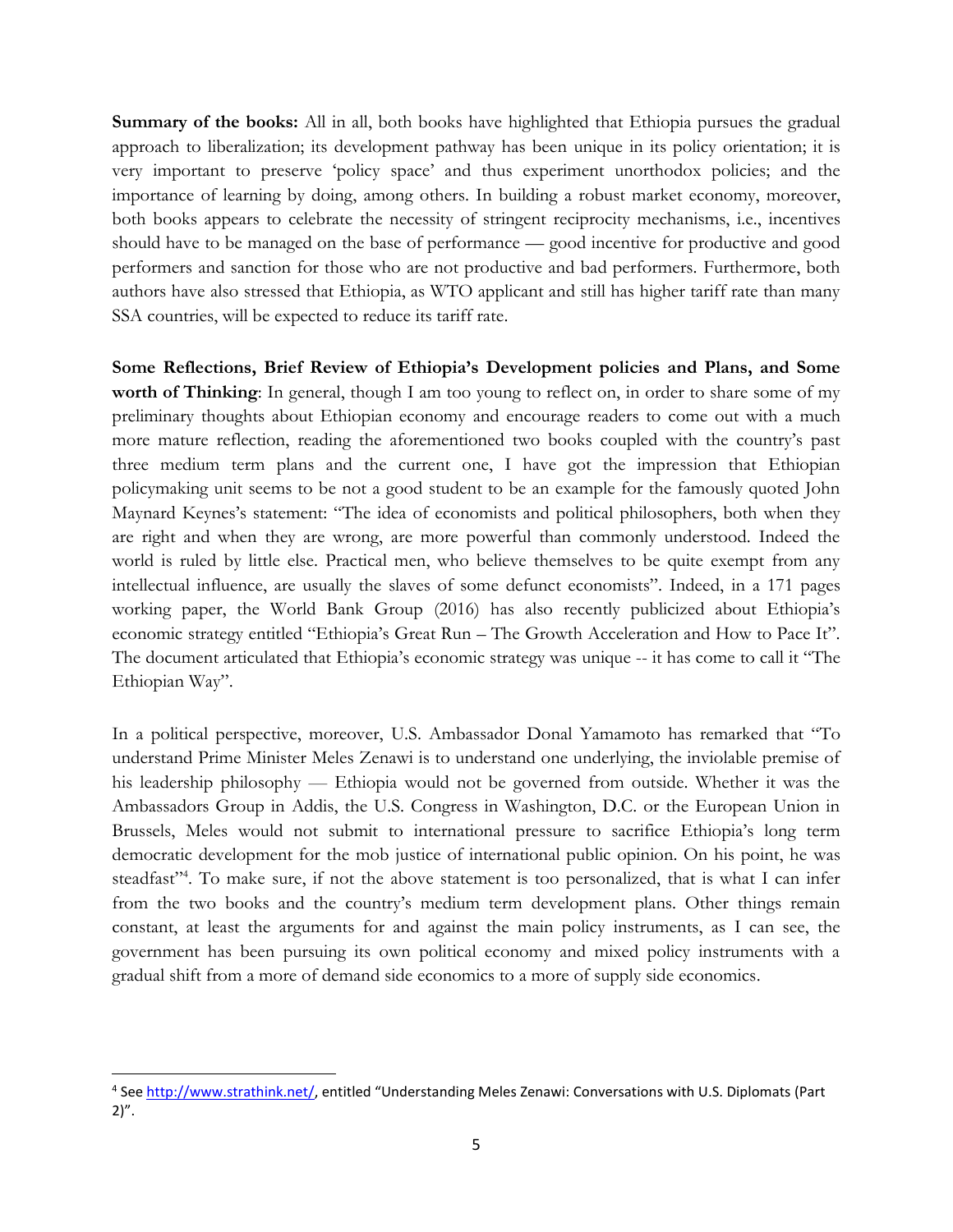**Summary of the books:** All in all, both books have highlighted that Ethiopia pursues the gradual approach to liberalization; its development pathway has been unique in its policy orientation; it is very important to preserve 'policy space' and thus experiment unorthodox policies; and the importance of learning by doing, among others. In building a robust market economy, moreover, both books appears to celebrate the necessity of stringent reciprocity mechanisms, i.e., incentives should have to be managed on the base of performance — good incentive for productive and good performers and sanction for those who are not productive and bad performers. Furthermore, both authors have also stressed that Ethiopia, as WTO applicant and still has higher tariff rate than many SSA countries, will be expected to reduce its tariff rate.

**Some Reflections, Brief Review of Ethiopia's Development policies and Plans, and Some worth of Thinking**: In general, though I am too young to reflect on, in order to share some of my preliminary thoughts about Ethiopian economy and encourage readers to come out with a much more mature reflection, reading the aforementioned two books coupled with the country's past three medium term plans and the current one, I have got the impression that Ethiopian policymaking unit seems to be not a good student to be an example for the famously quoted John Maynard Keynes's statement: "The idea of economists and political philosophers, both when they are right and when they are wrong, are more powerful than commonly understood. Indeed the world is ruled by little else. Practical men, who believe themselves to be quite exempt from any intellectual influence, are usually the slaves of some defunct economists". Indeed, in a 171 pages working paper, the World Bank Group (2016) has also recently publicized about Ethiopia's economic strategy entitled "Ethiopia's Great Run – The Growth Acceleration and How to Pace It". The document articulated that Ethiopia's economic strategy was unique -- it has come to call it "The Ethiopian Way".

In a political perspective, moreover, U.S. Ambassador Donal Yamamoto has remarked that "To understand Prime Minister Meles Zenawi is to understand one underlying, the inviolable premise of his leadership philosophy — Ethiopia would not be governed from outside. Whether it was the Ambassadors Group in Addis, the U.S. Congress in Washington, D.C. or the European Union in Brussels, Meles would not submit to international pressure to sacrifice Ethiopia's long term democratic development for the mob justice of international public opinion. On his point, he was steadfast"[4]. To make sure, if not the above statement is too personalized, that is what I can infer from the two books and the country's medium term development plans. Other things remain constant, at least the arguments for and against the main policy instruments, as I can see, the government has been pursuing its own political economy and mixed policy instruments with a gradual shift from a more of demand side economics to a more of supply side economics.

---

[4] See http://www.strathink.net/, entitled "Understanding Meles Zenawi: Conversations with U.S. Diplomats (Part 2)".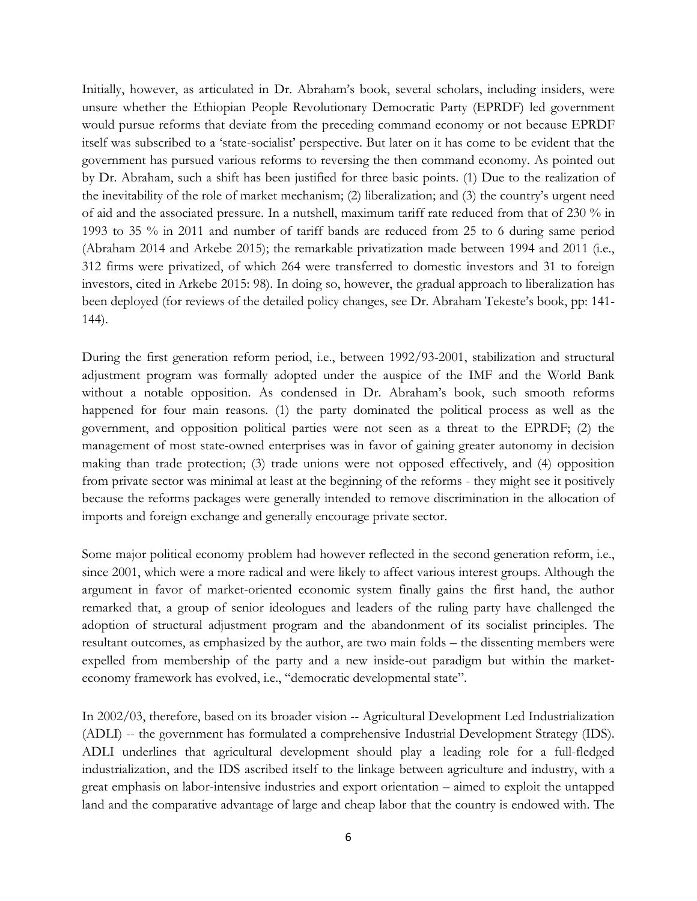Initially, however, as articulated in Dr. Abraham's book, several scholars, including insiders, were unsure whether the Ethiopian People Revolutionary Democratic Party (EPRDF) led government would pursue reforms that deviate from the preceding command economy or not because EPRDF itself was subscribed to a 'state-socialist' perspective. But later on it has come to be evident that the government has pursued various reforms to reversing the then command economy. As pointed out by Dr. Abraham, such a shift has been justified for three basic points. (1) Due to the realization of the inevitability of the role of market mechanism; (2) liberalization; and (3) the country's urgent need of aid and the associated pressure. In a nutshell, maximum tariff rate reduced from that of 230 % in 1993 to 35 % in 2011 and number of tariff bands are reduced from 25 to 6 during same period (Abraham 2014 and Arkebe 2015); the remarkable privatization made between 1994 and 2011 (i.e., 312 firms were privatized, of which 264 were transferred to domestic investors and 31 to foreign investors, cited in Arkebe 2015: 98). In doing so, however, the gradual approach to liberalization has been deployed (for reviews of the detailed policy changes, see Dr. Abraham Tekeste's book, pp: 141-144).

During the first generation reform period, i.e., between 1992/93-2001, stabilization and structural adjustment program was formally adopted under the auspice of the IMF and the World Bank without a notable opposition. As condensed in Dr. Abraham's book, such smooth reforms happened for four main reasons. (1) the party dominated the political process as well as the government, and opposition political parties were not seen as a threat to the EPRDF; (2) the management of most state-owned enterprises was in favor of gaining greater autonomy in decision making than trade protection; (3) trade unions were not opposed effectively, and (4) opposition from private sector was minimal at least at the beginning of the reforms - they might see it positively because the reforms packages were generally intended to remove discrimination in the allocation of imports and foreign exchange and generally encourage private sector.

Some major political economy problem had however reflected in the second generation reform, i.e., since 2001, which were a more radical and were likely to affect various interest groups. Although the argument in favor of market-oriented economic system finally gains the first hand, the author remarked that, a group of senior ideologues and leaders of the ruling party have challenged the adoption of structural adjustment program and the abandonment of its socialist principles. The resultant outcomes, as emphasized by the author, are two main folds – the dissenting members were expelled from membership of the party and a new inside-out paradigm but within the market-economy framework has evolved, i.e., "democratic developmental state".

In 2002/03, therefore, based on its broader vision -- Agricultural Development Led Industrialization (ADLI) -- the government has formulated a comprehensive Industrial Development Strategy (IDS). ADLI underlines that agricultural development should play a leading role for a full-fledged industrialization, and the IDS ascribed itself to the linkage between agriculture and industry, with a great emphasis on labor-intensive industries and export orientation – aimed to exploit the untapped land and the comparative advantage of large and cheap labor that the country is endowed with. The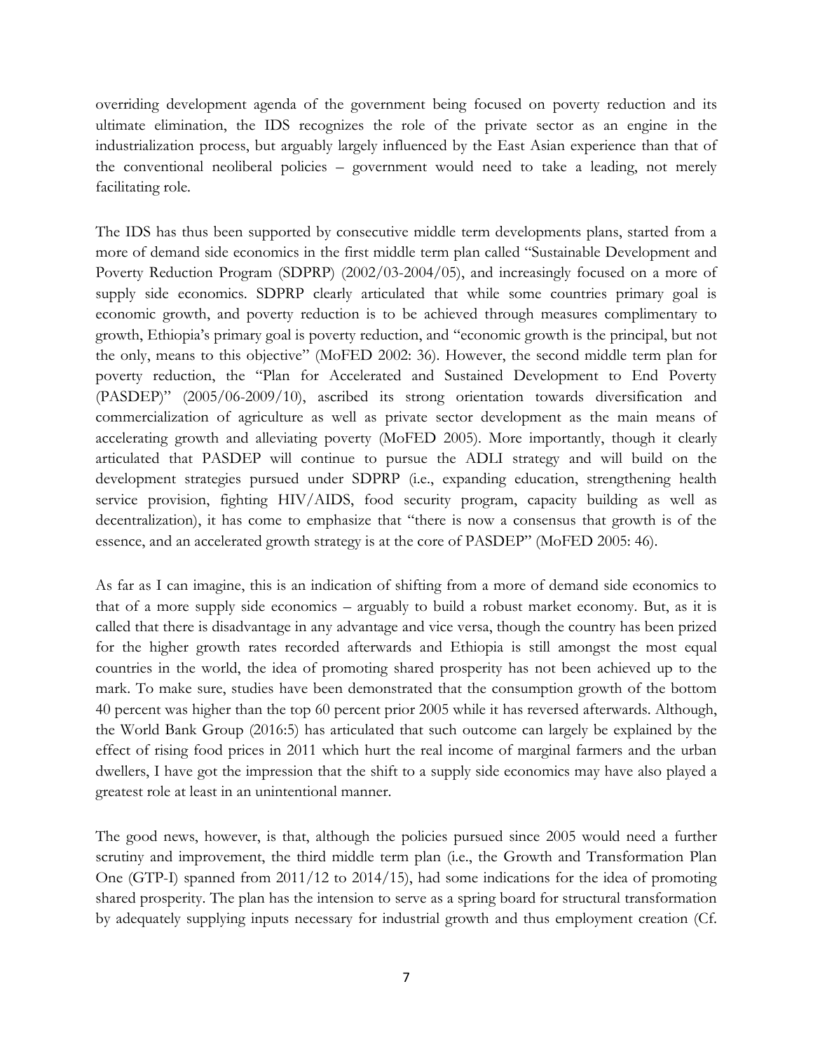overriding development agenda of the government being focused on poverty reduction and its ultimate elimination, the IDS recognizes the role of the private sector as an engine in the industrialization process, but arguably largely influenced by the East Asian experience than that of the conventional neoliberal policies – government would need to take a leading, not merely facilitating role.

The IDS has thus been supported by consecutive middle term developments plans, started from a more of demand side economics in the first middle term plan called "Sustainable Development and Poverty Reduction Program (SDPRP) (2002/03-2004/05), and increasingly focused on a more of supply side economics. SDPRP clearly articulated that while some countries primary goal is economic growth, and poverty reduction is to be achieved through measures complimentary to growth, Ethiopia's primary goal is poverty reduction, and "economic growth is the principal, but not the only, means to this objective" (MoFED 2002: 36). However, the second middle term plan for poverty reduction, the "Plan for Accelerated and Sustained Development to End Poverty (PASDEP)" (2005/06-2009/10), ascribed its strong orientation towards diversification and commercialization of agriculture as well as private sector development as the main means of accelerating growth and alleviating poverty (MoFED 2005). More importantly, though it clearly articulated that PASDEP will continue to pursue the ADLI strategy and will build on the development strategies pursued under SDPRP (i.e., expanding education, strengthening health service provision, fighting HIV/AIDS, food security program, capacity building as well as decentralization), it has come to emphasize that "there is now a consensus that growth is of the essence, and an accelerated growth strategy is at the core of PASDEP" (MoFED 2005: 46).

As far as I can imagine, this is an indication of shifting from a more of demand side economics to that of a more supply side economics – arguably to build a robust market economy. But, as it is called that there is disadvantage in any advantage and vice versa, though the country has been prized for the higher growth rates recorded afterwards and Ethiopia is still amongst the most equal countries in the world, the idea of promoting shared prosperity has not been achieved up to the mark. To make sure, studies have been demonstrated that the consumption growth of the bottom 40 percent was higher than the top 60 percent prior 2005 while it has reversed afterwards. Although, the World Bank Group (2016:5) has articulated that such outcome can largely be explained by the effect of rising food prices in 2011 which hurt the real income of marginal farmers and the urban dwellers, I have got the impression that the shift to a supply side economics may have also played a greatest role at least in an unintentional manner.

The good news, however, is that, although the policies pursued since 2005 would need a further scrutiny and improvement, the third middle term plan (i.e., the Growth and Transformation Plan One (GTP-I) spanned from 2011/12 to 2014/15), had some indications for the idea of promoting shared prosperity. The plan has the intension to serve as a spring board for structural transformation by adequately supplying inputs necessary for industrial growth and thus employment creation (Cf.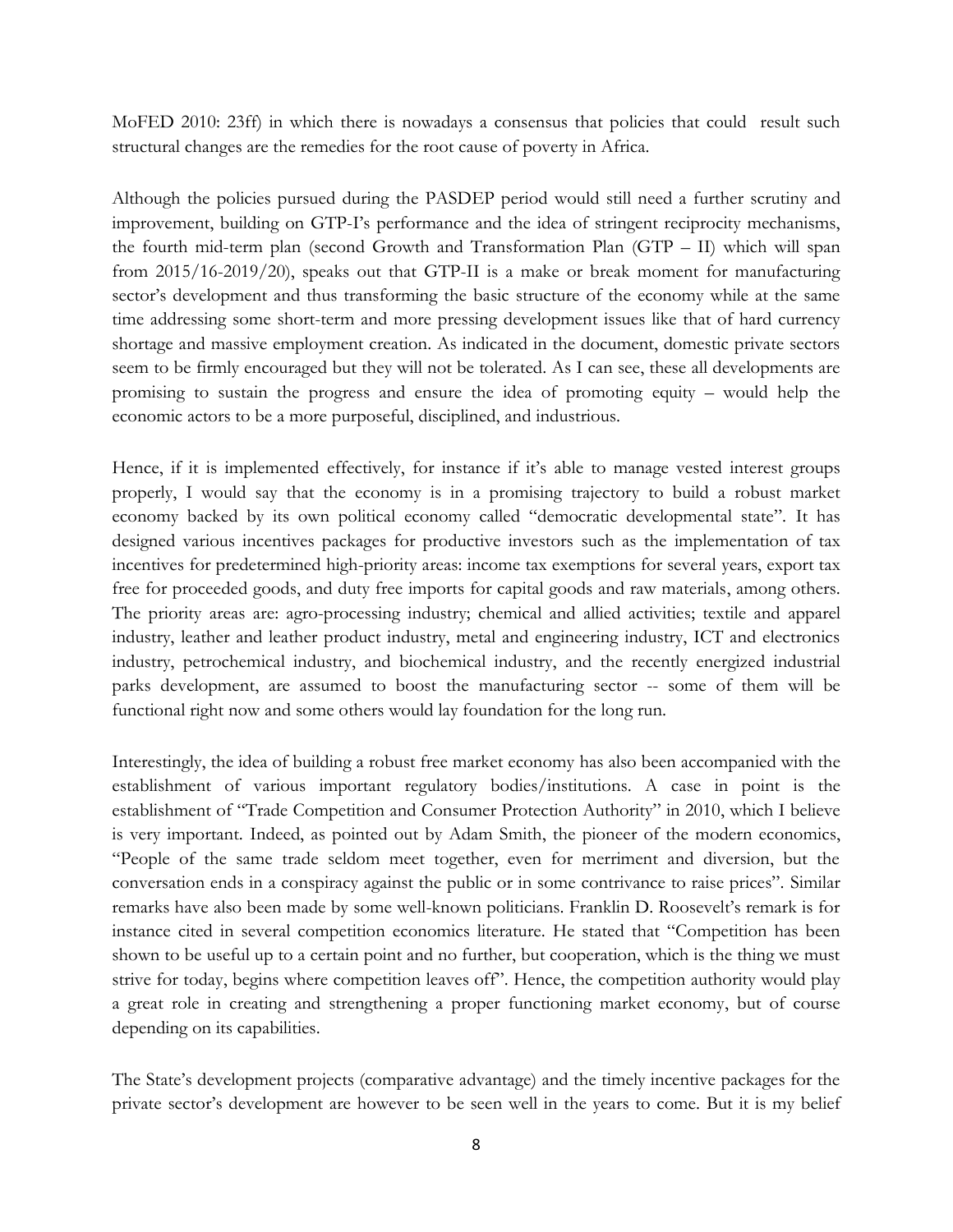MoFED 2010: 23ff) in which there is nowadays a consensus that policies that could  result such structural changes are the remedies for the root cause of poverty in Africa.

Although the policies pursued during the PASDEP period would still need a further scrutiny and improvement, building on GTP-I's performance and the idea of stringent reciprocity mechanisms, the fourth mid-term plan (second Growth and Transformation Plan (GTP – II) which will span from 2015/16-2019/20), speaks out that GTP-II is a make or break moment for manufacturing sector's development and thus transforming the basic structure of the economy while at the same time addressing some short-term and more pressing development issues like that of hard currency shortage and massive employment creation. As indicated in the document, domestic private sectors seem to be firmly encouraged but they will not be tolerated. As I can see, these all developments are promising to sustain the progress and ensure the idea of promoting equity – would help the economic actors to be a more purposeful, disciplined, and industrious.

Hence, if it is implemented effectively, for instance if it's able to manage vested interest groups properly, I would say that the economy is in a promising trajectory to build a robust market economy backed by its own political economy called "democratic developmental state". It has designed various incentives packages for productive investors such as the implementation of tax incentives for predetermined high-priority areas: income tax exemptions for several years, export tax free for proceeded goods, and duty free imports for capital goods and raw materials, among others. The priority areas are: agro-processing industry; chemical and allied activities; textile and apparel industry, leather and leather product industry, metal and engineering industry, ICT and electronics industry, petrochemical industry, and biochemical industry, and the recently energized industrial parks development, are assumed to boost the manufacturing sector -- some of them will be functional right now and some others would lay foundation for the long run.

Interestingly, the idea of building a robust free market economy has also been accompanied with the establishment of various important regulatory bodies/institutions. A case in point is the establishment of "Trade Competition and Consumer Protection Authority" in 2010, which I believe is very important. Indeed, as pointed out by Adam Smith, the pioneer of the modern economics, "People of the same trade seldom meet together, even for merriment and diversion, but the conversation ends in a conspiracy against the public or in some contrivance to raise prices". Similar remarks have also been made by some well-known politicians. Franklin D. Roosevelt's remark is for instance cited in several competition economics literature. He stated that "Competition has been shown to be useful up to a certain point and no further, but cooperation, which is the thing we must strive for today, begins where competition leaves off". Hence, the competition authority would play a great role in creating and strengthening a proper functioning market economy, but of course depending on its capabilities.

The State's development projects (comparative advantage) and the timely incentive packages for the private sector's development are however to be seen well in the years to come. But it is my belief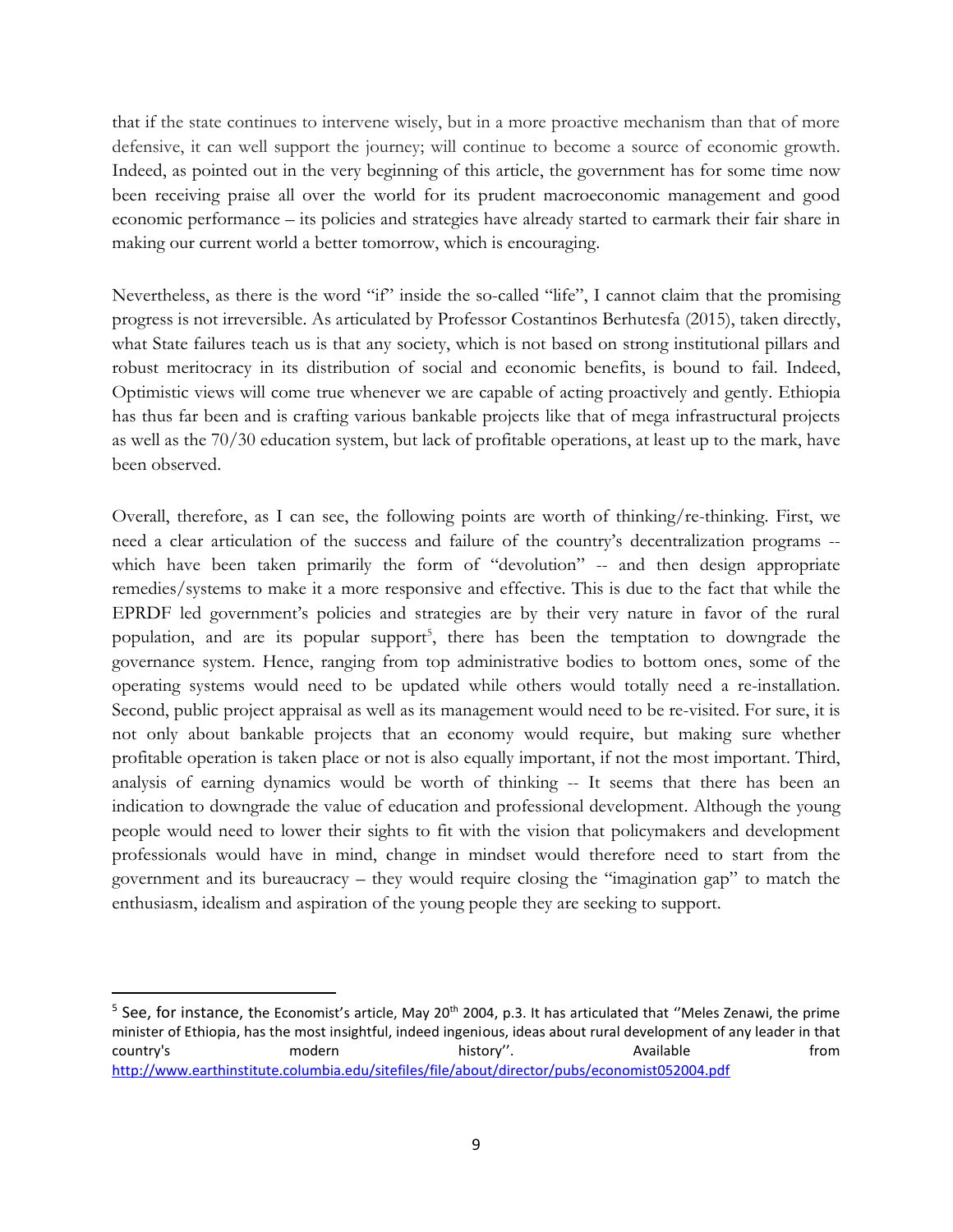that if the state continues to intervene wisely, but in a more proactive mechanism than that of more defensive, it can well support the journey; will continue to become a source of economic growth. Indeed, as pointed out in the very beginning of this article, the government has for some time now been receiving praise all over the world for its prudent macroeconomic management and good economic performance – its policies and strategies have already started to earmark their fair share in making our current world a better tomorrow, which is encouraging.

Nevertheless, as there is the word "if" inside the so-called "life", I cannot claim that the promising progress is not irreversible. As articulated by Professor Costantinos Berhutesfa (2015), taken directly, what State failures teach us is that any society, which is not based on strong institutional pillars and robust meritocracy in its distribution of social and economic benefits, is bound to fail. Indeed, Optimistic views will come true whenever we are capable of acting proactively and gently. Ethiopia has thus far been and is crafting various bankable projects like that of mega infrastructural projects as well as the 70/30 education system, but lack of profitable operations, at least up to the mark, have been observed.

Overall, therefore, as I can see, the following points are worth of thinking/re-thinking. First, we need a clear articulation of the success and failure of the country's decentralization programs -- which have been taken primarily the form of "devolution" -- and then design appropriate remedies/systems to make it a more responsive and effective. This is due to the fact that while the EPRDF led government's policies and strategies are by their very nature in favor of the rural population, and are its popular support[5], there has been the temptation to downgrade the governance system. Hence, ranging from top administrative bodies to bottom ones, some of the operating systems would need to be updated while others would totally need a re-installation. Second, public project appraisal as well as its management would need to be re-visited. For sure, it is not only about bankable projects that an economy would require, but making sure whether profitable operation is taken place or not is also equally important, if not the most important. Third, analysis of earning dynamics would be worth of thinking -- It seems that there has been an indication to downgrade the value of education and professional development. Although the young people would need to lower their sights to fit with the vision that policymakers and development professionals would have in mind, change in mindset would therefore need to start from the government and its bureaucracy – they would require closing the "imagination gap" to match the enthusiasm, idealism and aspiration of the young people they are seeking to support.

---

[5] See, for instance, the Economist's article, May 20th 2004, p.3. It has articulated that "Meles Zenawi, the prime minister of Ethiopia, has the most insightful, indeed ingenious, ideas about rural development of any leader in that country's modern history". Available from http://www.earthinstitute.columbia.edu/sitefiles/file/about/director/pubs/economist052004.pdf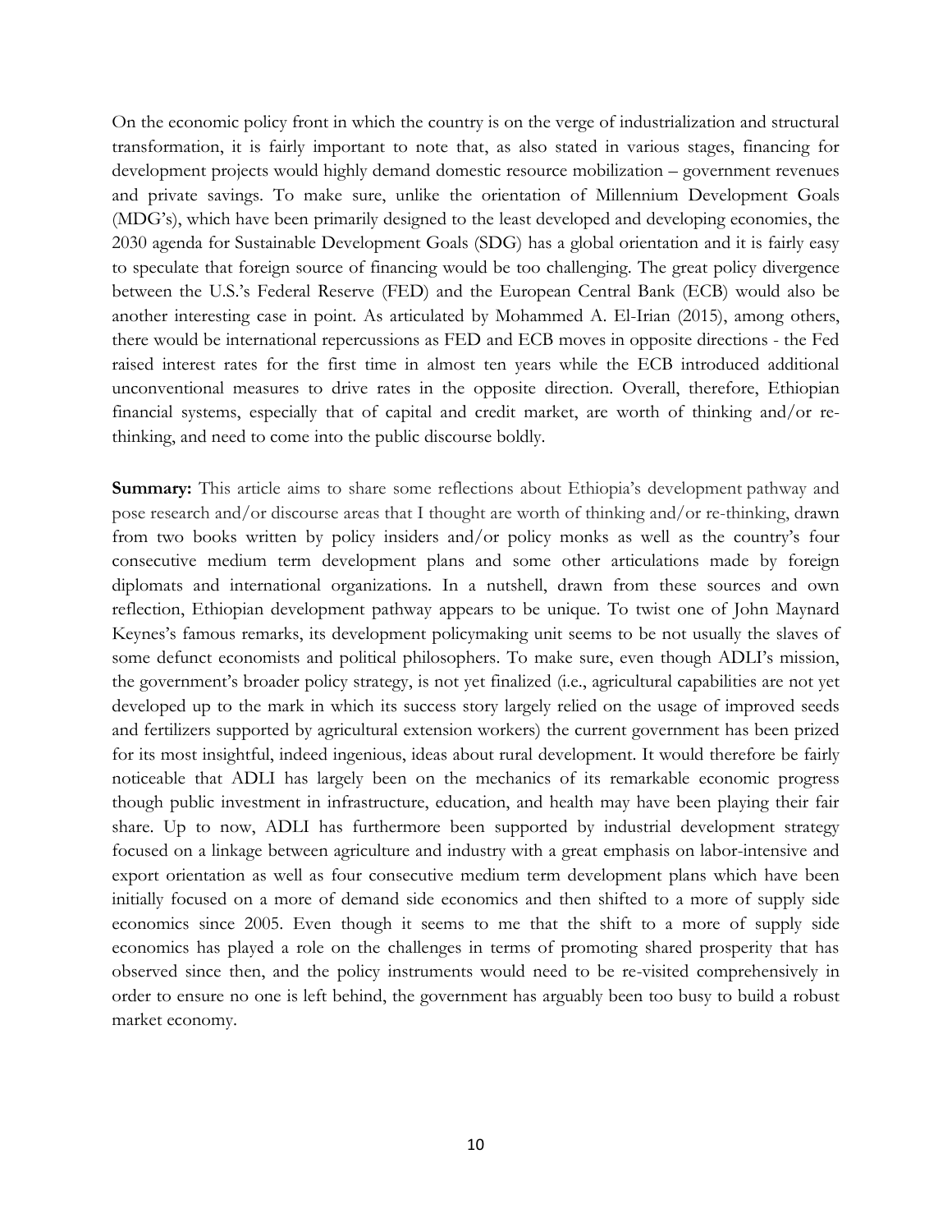On the economic policy front in which the country is on the verge of industrialization and structural transformation, it is fairly important to note that, as also stated in various stages, financing for development projects would highly demand domestic resource mobilization – government revenues and private savings. To make sure, unlike the orientation of Millennium Development Goals (MDG's), which have been primarily designed to the least developed and developing economies, the 2030 agenda for Sustainable Development Goals (SDG) has a global orientation and it is fairly easy to speculate that foreign source of financing would be too challenging. The great policy divergence between the U.S.'s Federal Reserve (FED) and the European Central Bank (ECB) would also be another interesting case in point. As articulated by Mohammed A. El-Irian (2015), among others, there would be international repercussions as FED and ECB moves in opposite directions - the Fed raised interest rates for the first time in almost ten years while the ECB introduced additional unconventional measures to drive rates in the opposite direction. Overall, therefore, Ethiopian financial systems, especially that of capital and credit market, are worth of thinking and/or re-thinking, and need to come into the public discourse boldly.

**Summary:** This article aims to share some reflections about Ethiopia's development pathway and pose research and/or discourse areas that I thought are worth of thinking and/or re-thinking, drawn from two books written by policy insiders and/or policy monks as well as the country's four consecutive medium term development plans and some other articulations made by foreign diplomats and international organizations. In a nutshell, drawn from these sources and own reflection, Ethiopian development pathway appears to be unique. To twist one of John Maynard Keynes's famous remarks, its development policymaking unit seems to be not usually the slaves of some defunct economists and political philosophers. To make sure, even though ADLI's mission, the government's broader policy strategy, is not yet finalized (i.e., agricultural capabilities are not yet developed up to the mark in which its success story largely relied on the usage of improved seeds and fertilizers supported by agricultural extension workers) the current government has been prized for its most insightful, indeed ingenious, ideas about rural development. It would therefore be fairly noticeable that ADLI has largely been on the mechanics of its remarkable economic progress though public investment in infrastructure, education, and health may have been playing their fair share. Up to now, ADLI has furthermore been supported by industrial development strategy focused on a linkage between agriculture and industry with a great emphasis on labor-intensive and export orientation as well as four consecutive medium term development plans which have been initially focused on a more of demand side economics and then shifted to a more of supply side economics since 2005. Even though it seems to me that the shift to a more of supply side economics has played a role on the challenges in terms of promoting shared prosperity that has observed since then, and the policy instruments would need to be re-visited comprehensively in order to ensure no one is left behind, the government has arguably been too busy to build a robust market economy.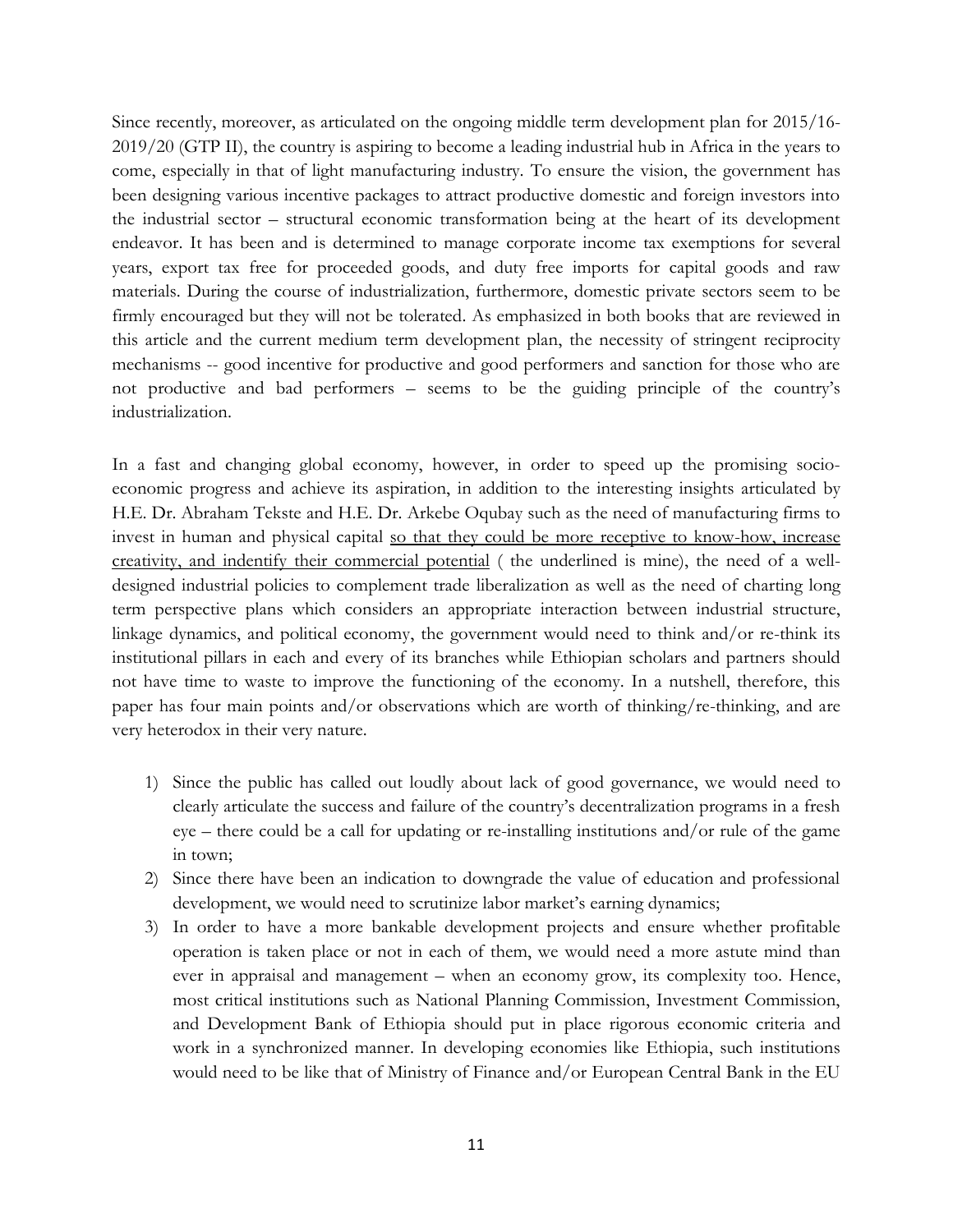Since recently, moreover, as articulated on the ongoing middle term development plan for 2015/16-2019/20 (GTP II), the country is aspiring to become a leading industrial hub in Africa in the years to come, especially in that of light manufacturing industry. To ensure the vision, the government has been designing various incentive packages to attract productive domestic and foreign investors into the industrial sector – structural economic transformation being at the heart of its development endeavor. It has been and is determined to manage corporate income tax exemptions for several years, export tax free for proceeded goods, and duty free imports for capital goods and raw materials. During the course of industrialization, furthermore, domestic private sectors seem to be firmly encouraged but they will not be tolerated. As emphasized in both books that are reviewed in this article and the current medium term development plan, the necessity of stringent reciprocity mechanisms -- good incentive for productive and good performers and sanction for those who are not productive and bad performers – seems to be the guiding principle of the country's industrialization.

In a fast and changing global economy, however, in order to speed up the promising socio-economic progress and achieve its aspiration, in addition to the interesting insights articulated by H.E. Dr. Abraham Tekste and H.E. Dr. Arkebe Oqubay such as the need of manufacturing firms to invest in human and physical capital <u>so that they could be more receptive to know-how, increase creativity, and indentify their commercial potential</u> ( the underlined is mine), the need of a well-designed industrial policies to complement trade liberalization as well as the need of charting long term perspective plans which considers an appropriate interaction between industrial structure, linkage dynamics, and political economy, the government would need to think and/or re-think its institutional pillars in each and every of its branches while Ethiopian scholars and partners should not have time to waste to improve the functioning of the economy. In a nutshell, therefore, this paper has four main points and/or observations which are worth of thinking/re-thinking, and are very heterodox in their very nature.

1) Since the public has called out loudly about lack of good governance, we would need to clearly articulate the success and failure of the country's decentralization programs in a fresh eye – there could be a call for updating or re-installing institutions and/or rule of the game in town;
2) Since there have been an indication to downgrade the value of education and professional development, we would need to scrutinize labor market's earning dynamics;
3) In order to have a more bankable development projects and ensure whether profitable operation is taken place or not in each of them, we would need a more astute mind than ever in appraisal and management – when an economy grow, its complexity too. Hence, most critical institutions such as National Planning Commission, Investment Commission, and Development Bank of Ethiopia should put in place rigorous economic criteria and work in a synchronized manner. In developing economies like Ethiopia, such institutions would need to be like that of Ministry of Finance and/or European Central Bank in the EU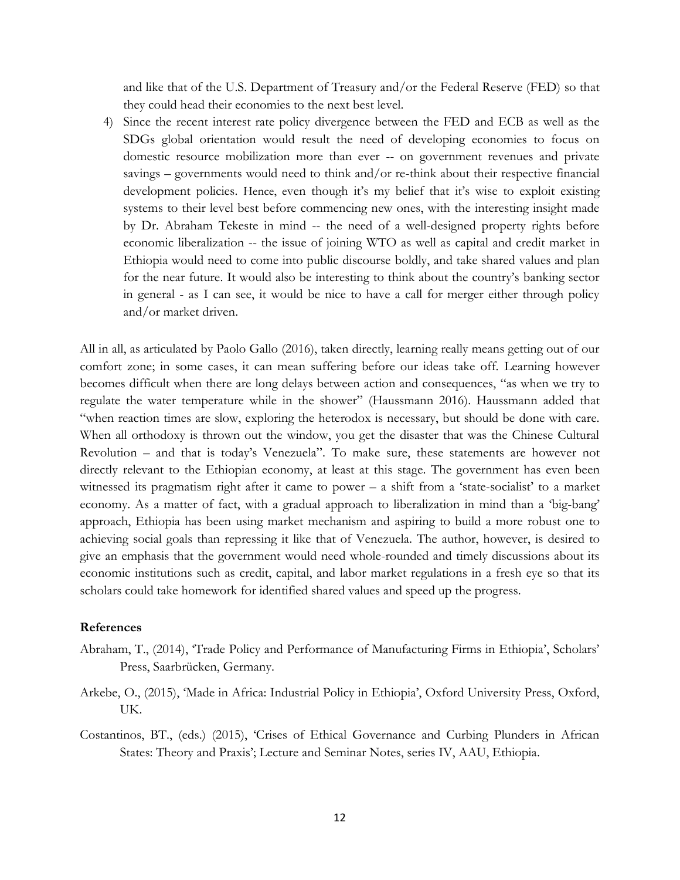and like that of the U.S. Department of Treasury and/or the Federal Reserve (FED) so that they could head their economies to the next best level.

4) Since the recent interest rate policy divergence between the FED and ECB as well as the SDGs global orientation would result the need of developing economies to focus on domestic resource mobilization more than ever -- on government revenues and private savings – governments would need to think and/or re-think about their respective financial development policies. Hence, even though it's my belief that it's wise to exploit existing systems to their level best before commencing new ones, with the interesting insight made by Dr. Abraham Tekeste in mind -- the need of a well-designed property rights before economic liberalization -- the issue of joining WTO as well as capital and credit market in Ethiopia would need to come into public discourse boldly, and take shared values and plan for the near future. It would also be interesting to think about the country's banking sector in general - as I can see, it would be nice to have a call for merger either through policy and/or market driven.

All in all, as articulated by Paolo Gallo (2016), taken directly, learning really means getting out of our comfort zone; in some cases, it can mean suffering before our ideas take off. Learning however becomes difficult when there are long delays between action and consequences, "as when we try to regulate the water temperature while in the shower" (Haussmann 2016). Haussmann added that "when reaction times are slow, exploring the heterodox is necessary, but should be done with care. When all orthodoxy is thrown out the window, you get the disaster that was the Chinese Cultural Revolution – and that is today's Venezuela". To make sure, these statements are however not directly relevant to the Ethiopian economy, at least at this stage. The government has even been witnessed its pragmatism right after it came to power – a shift from a 'state-socialist' to a market economy. As a matter of fact, with a gradual approach to liberalization in mind than a 'big-bang' approach, Ethiopia has been using market mechanism and aspiring to build a more robust one to achieving social goals than repressing it like that of Venezuela. The author, however, is desired to give an emphasis that the government would need whole-rounded and timely discussions about its economic institutions such as credit, capital, and labor market regulations in a fresh eye so that its scholars could take homework for identified shared values and speed up the progress.

**References**

Abraham, T., (2014), 'Trade Policy and Performance of Manufacturing Firms in Ethiopia', Scholars' Press, Saarbrücken, Germany.

Arkebe, O., (2015), 'Made in Africa: Industrial Policy in Ethiopia', Oxford University Press, Oxford, UK.

Costantinos, BT., (eds.) (2015), 'Crises of Ethical Governance and Curbing Plunders in African States: Theory and Praxis'; Lecture and Seminar Notes, series IV, AAU, Ethiopia.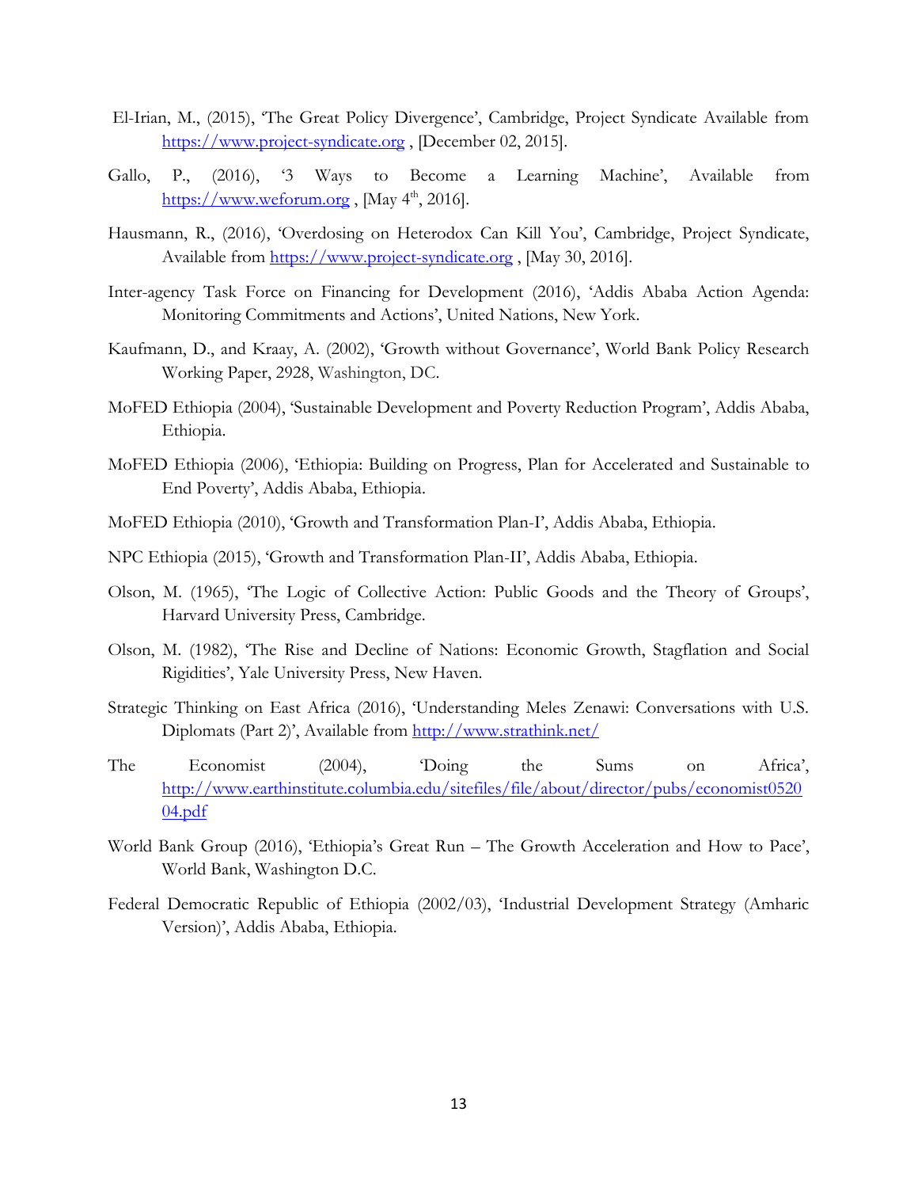El-Irian, M., (2015), 'The Great Policy Divergence', Cambridge, Project Syndicate Available from https://www.project-syndicate.org , [December 02, 2015].

Gallo, P., (2016), '3 Ways to Become a Learning Machine', Available from https://www.weforum.org , [May 4th, 2016].

Hausmann, R., (2016), 'Overdosing on Heterodox Can Kill You', Cambridge, Project Syndicate, Available from https://www.project-syndicate.org , [May 30, 2016].

Inter-agency Task Force on Financing for Development (2016), 'Addis Ababa Action Agenda: Monitoring Commitments and Actions', United Nations, New York.

Kaufmann, D., and Kraay, A. (2002), 'Growth without Governance', World Bank Policy Research Working Paper, 2928, Washington, DC.

MoFED Ethiopia (2004), 'Sustainable Development and Poverty Reduction Program', Addis Ababa, Ethiopia.

MoFED Ethiopia (2006), 'Ethiopia: Building on Progress, Plan for Accelerated and Sustainable to End Poverty', Addis Ababa, Ethiopia.

MoFED Ethiopia (2010), 'Growth and Transformation Plan-I', Addis Ababa, Ethiopia.

NPC Ethiopia (2015), 'Growth and Transformation Plan-II', Addis Ababa, Ethiopia.

Olson, M. (1965), 'The Logic of Collective Action: Public Goods and the Theory of Groups', Harvard University Press, Cambridge.

Olson, M. (1982), 'The Rise and Decline of Nations: Economic Growth, Stagflation and Social Rigidities', Yale University Press, New Haven.

Strategic Thinking on East Africa (2016), 'Understanding Meles Zenawi: Conversations with U.S. Diplomats (Part 2)', Available from http://www.strathink.net/

The Economist (2004), 'Doing the Sums on Africa', http://www.earthinstitute.columbia.edu/sitefiles/file/about/director/pubs/economist052004.pdf

World Bank Group (2016), 'Ethiopia's Great Run – The Growth Acceleration and How to Pace', World Bank, Washington D.C.

Federal Democratic Republic of Ethiopia (2002/03), 'Industrial Development Strategy (Amharic Version)', Addis Ababa, Ethiopia.